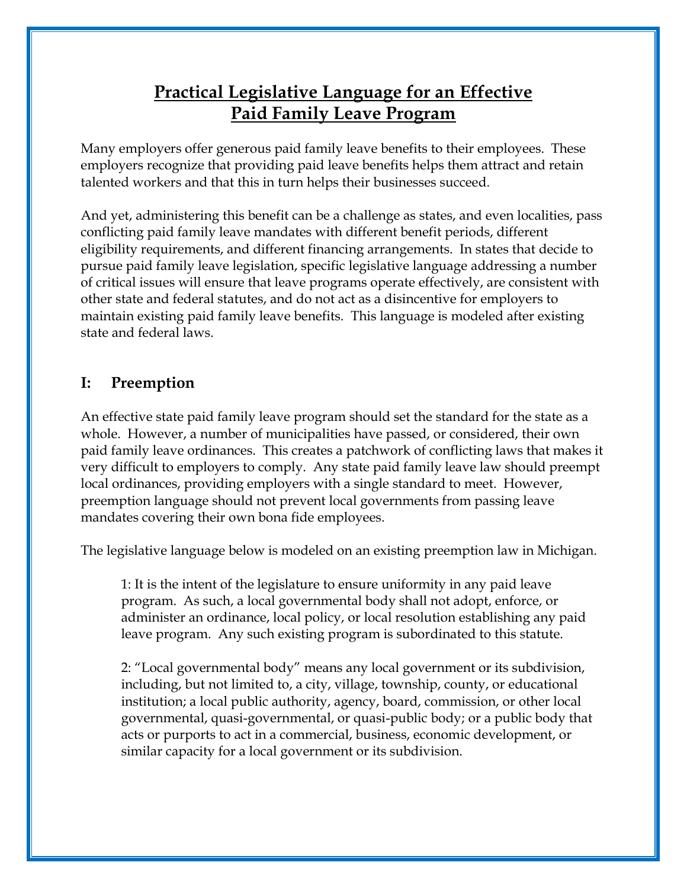# Practical Legislative Language for an Effective Paid Family Leave Program

Many employers offer generous paid family leave benefits to their employees. These employers recognize that providing paid leave benefits helps them attract and retain talented workers and that this in turn helps their businesses succeed.

And yet, administering this benefit can be a challenge as states, and even localities, pass conflicting paid family leave mandates with different benefit periods, different eligibility requirements, and different financing arrangements. In states that decide to pursue paid family leave legislation, specific legislative language addressing a number of critical issues will ensure that leave programs operate effectively, are consistent with other state and federal statutes, and do not act as a disincentive for employers to maintain existing paid family leave benefits. This language is modeled after existing state and federal laws.

## I: Preemption

An effective state paid family leave program should set the standard for the state as a whole. However, a number of municipalities have passed, or considered, their own paid family leave ordinances. This creates a patchwork of conflicting laws that makes it very difficult to employers to comply. Any state paid family leave law should preempt local ordinances, providing employers with a single standard to meet. However, preemption language should not prevent local governments from passing leave mandates covering their own bona fide employees.

The legislative language below is modeled on an existing preemption law in Michigan.

> 1: It is the intent of the legislature to ensure uniformity in any paid leave program. As such, a local governmental body shall not adopt, enforce, or administer an ordinance, local policy, or local resolution establishing any paid leave program. Any such existing program is subordinated to this statute.
>
> 2: "Local governmental body" means any local government or its subdivision, including, but not limited to, a city, village, township, county, or educational institution; a local public authority, agency, board, commission, or other local governmental, quasi-governmental, or quasi-public body; or a public body that acts or purports to act in a commercial, business, economic development, or similar capacity for a local government or its subdivision.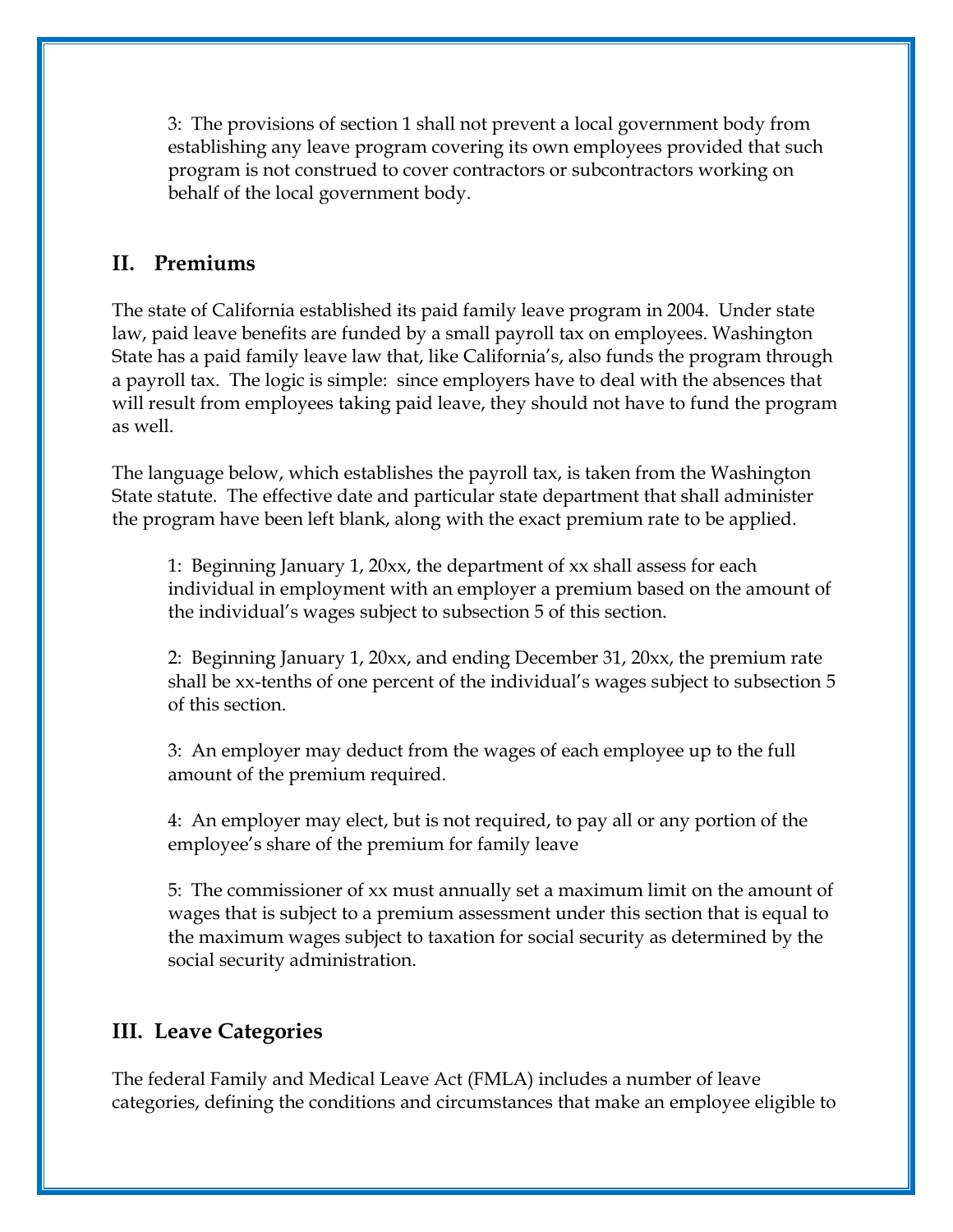3: The provisions of section 1 shall not prevent a local government body from establishing any leave program covering its own employees provided that such program is not construed to cover contractors or subcontractors working on behalf of the local government body.

## II. Premiums

The state of California established its paid family leave program in 2004. Under state law, paid leave benefits are funded by a small payroll tax on employees. Washington State has a paid family leave law that, like California's, also funds the program through a payroll tax. The logic is simple: since employers have to deal with the absences that will result from employees taking paid leave, they should not have to fund the program as well.

The language below, which establishes the payroll tax, is taken from the Washington State statute. The effective date and particular state department that shall administer the program have been left blank, along with the exact premium rate to be applied.

> 1: Beginning January 1, 20xx, the department of xx shall assess for each individual in employment with an employer a premium based on the amount of the individual's wages subject to subsection 5 of this section.
>
> 2: Beginning January 1, 20xx, and ending December 31, 20xx, the premium rate shall be xx-tenths of one percent of the individual's wages subject to subsection 5 of this section.
>
> 3: An employer may deduct from the wages of each employee up to the full amount of the premium required.
>
> 4: An employer may elect, but is not required, to pay all or any portion of the employee's share of the premium for family leave
>
> 5: The commissioner of xx must annually set a maximum limit on the amount of wages that is subject to a premium assessment under this section that is equal to the maximum wages subject to taxation for social security as determined by the social security administration.

## III. Leave Categories

The federal Family and Medical Leave Act (FMLA) includes a number of leave categories, defining the conditions and circumstances that make an employee eligible to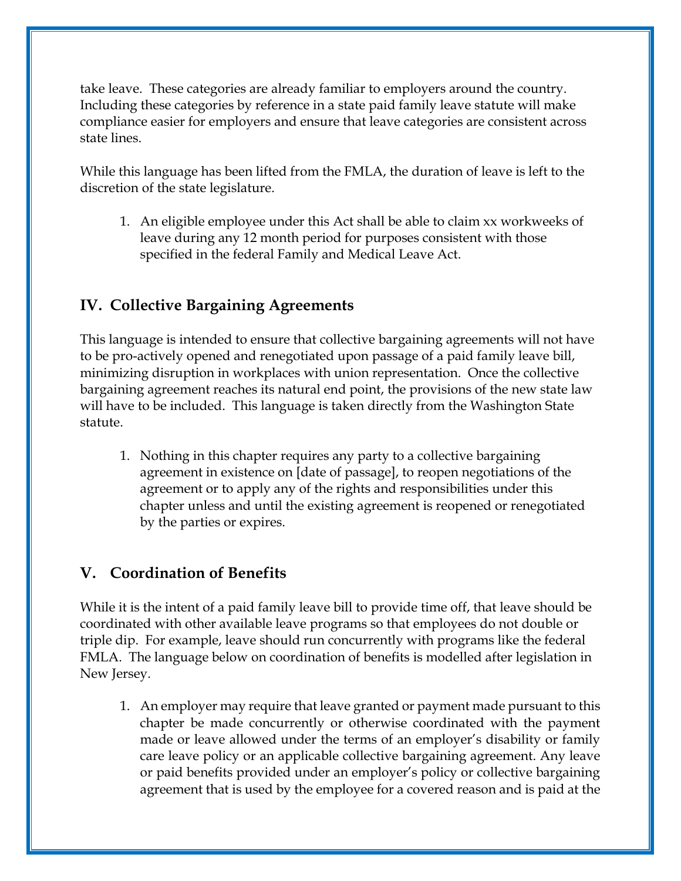take leave. These categories are already familiar to employers around the country. Including these categories by reference in a state paid family leave statute will make compliance easier for employers and ensure that leave categories are consistent across state lines.

While this language has been lifted from the FMLA, the duration of leave is left to the discretion of the state legislature.

1. An eligible employee under this Act shall be able to claim xx workweeks of leave during any 12 month period for purposes consistent with those specified in the federal Family and Medical Leave Act.

## IV. Collective Bargaining Agreements

This language is intended to ensure that collective bargaining agreements will not have to be pro-actively opened and renegotiated upon passage of a paid family leave bill, minimizing disruption in workplaces with union representation. Once the collective bargaining agreement reaches its natural end point, the provisions of the new state law will have to be included. This language is taken directly from the Washington State statute.

1. Nothing in this chapter requires any party to a collective bargaining agreement in existence on [date of passage], to reopen negotiations of the agreement or to apply any of the rights and responsibilities under this chapter unless and until the existing agreement is reopened or renegotiated by the parties or expires.

## V. Coordination of Benefits

While it is the intent of a paid family leave bill to provide time off, that leave should be coordinated with other available leave programs so that employees do not double or triple dip. For example, leave should run concurrently with programs like the federal FMLA. The language below on coordination of benefits is modelled after legislation in New Jersey.

1. An employer may require that leave granted or payment made pursuant to this chapter be made concurrently or otherwise coordinated with the payment made or leave allowed under the terms of an employer's disability or family care leave policy or an applicable collective bargaining agreement. Any leave or paid benefits provided under an employer's policy or collective bargaining agreement that is used by the employee for a covered reason and is paid at the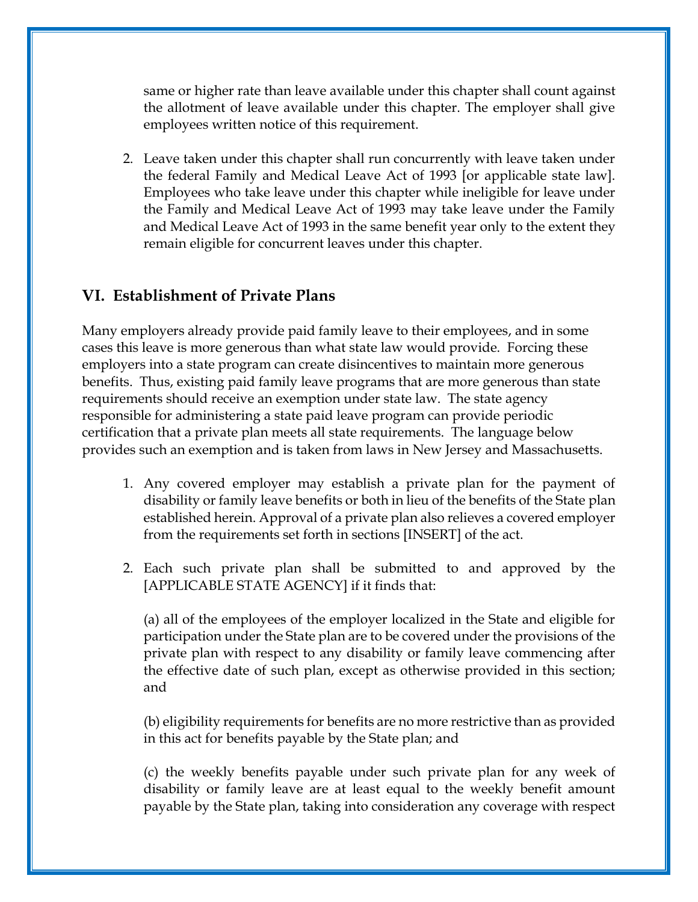same or higher rate than leave available under this chapter shall count against the allotment of leave available under this chapter. The employer shall give employees written notice of this requirement.

2. Leave taken under this chapter shall run concurrently with leave taken under the federal Family and Medical Leave Act of 1993 [or applicable state law]. Employees who take leave under this chapter while ineligible for leave under the Family and Medical Leave Act of 1993 may take leave under the Family and Medical Leave Act of 1993 in the same benefit year only to the extent they remain eligible for concurrent leaves under this chapter.

## VI. Establishment of Private Plans

Many employers already provide paid family leave to their employees, and in some cases this leave is more generous than what state law would provide. Forcing these employers into a state program can create disincentives to maintain more generous benefits. Thus, existing paid family leave programs that are more generous than state requirements should receive an exemption under state law. The state agency responsible for administering a state paid leave program can provide periodic certification that a private plan meets all state requirements. The language below provides such an exemption and is taken from laws in New Jersey and Massachusetts.

1. Any covered employer may establish a private plan for the payment of disability or family leave benefits or both in lieu of the benefits of the State plan established herein. Approval of a private plan also relieves a covered employer from the requirements set forth in sections [INSERT] of the act.

2. Each such private plan shall be submitted to and approved by the [APPLICABLE STATE AGENCY] if it finds that:

   (a) all of the employees of the employer localized in the State and eligible for participation under the State plan are to be covered under the provisions of the private plan with respect to any disability or family leave commencing after the effective date of such plan, except as otherwise provided in this section; and

   (b) eligibility requirements for benefits are no more restrictive than as provided in this act for benefits payable by the State plan; and

   (c) the weekly benefits payable under such private plan for any week of disability or family leave are at least equal to the weekly benefit amount payable by the State plan, taking into consideration any coverage with respect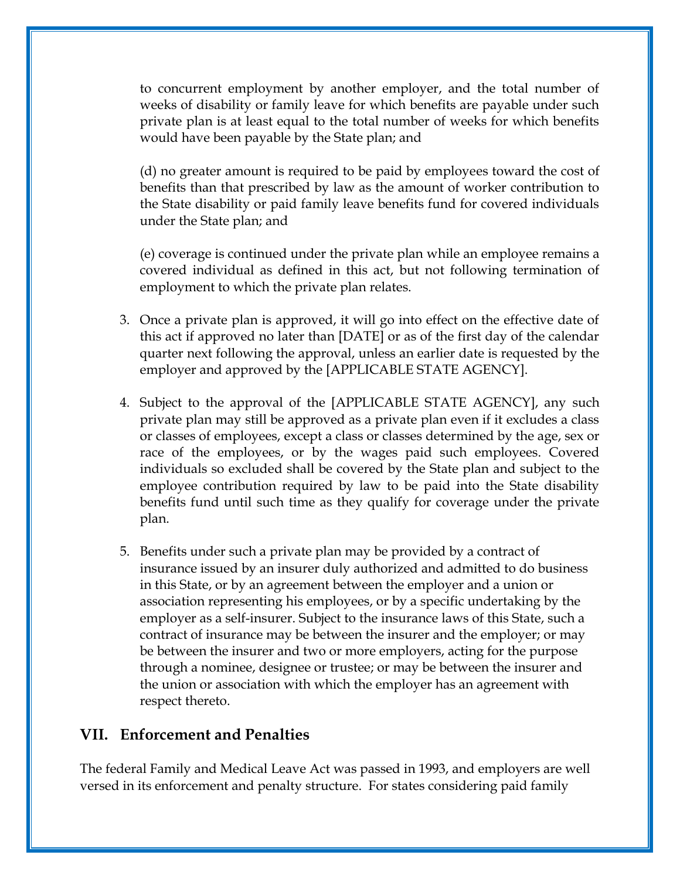to concurrent employment by another employer, and the total number of weeks of disability or family leave for which benefits are payable under such private plan is at least equal to the total number of weeks for which benefits would have been payable by the State plan; and

(d) no greater amount is required to be paid by employees toward the cost of benefits than that prescribed by law as the amount of worker contribution to the State disability or paid family leave benefits fund for covered individuals under the State plan; and

(e) coverage is continued under the private plan while an employee remains a covered individual as defined in this act, but not following termination of employment to which the private plan relates.

3. Once a private plan is approved, it will go into effect on the effective date of this act if approved no later than [DATE] or as of the first day of the calendar quarter next following the approval, unless an earlier date is requested by the employer and approved by the [APPLICABLE STATE AGENCY].

4. Subject to the approval of the [APPLICABLE STATE AGENCY], any such private plan may still be approved as a private plan even if it excludes a class or classes of employees, except a class or classes determined by the age, sex or race of the employees, or by the wages paid such employees. Covered individuals so excluded shall be covered by the State plan and subject to the employee contribution required by law to be paid into the State disability benefits fund until such time as they qualify for coverage under the private plan.

5. Benefits under such a private plan may be provided by a contract of insurance issued by an insurer duly authorized and admitted to do business in this State, or by an agreement between the employer and a union or association representing his employees, or by a specific undertaking by the employer as a self-insurer. Subject to the insurance laws of this State, such a contract of insurance may be between the insurer and the employer; or may be between the insurer and two or more employers, acting for the purpose through a nominee, designee or trustee; or may be between the insurer and the union or association with which the employer has an agreement with respect thereto.

## VII. Enforcement and Penalties

The federal Family and Medical Leave Act was passed in 1993, and employers are well versed in its enforcement and penalty structure. For states considering paid family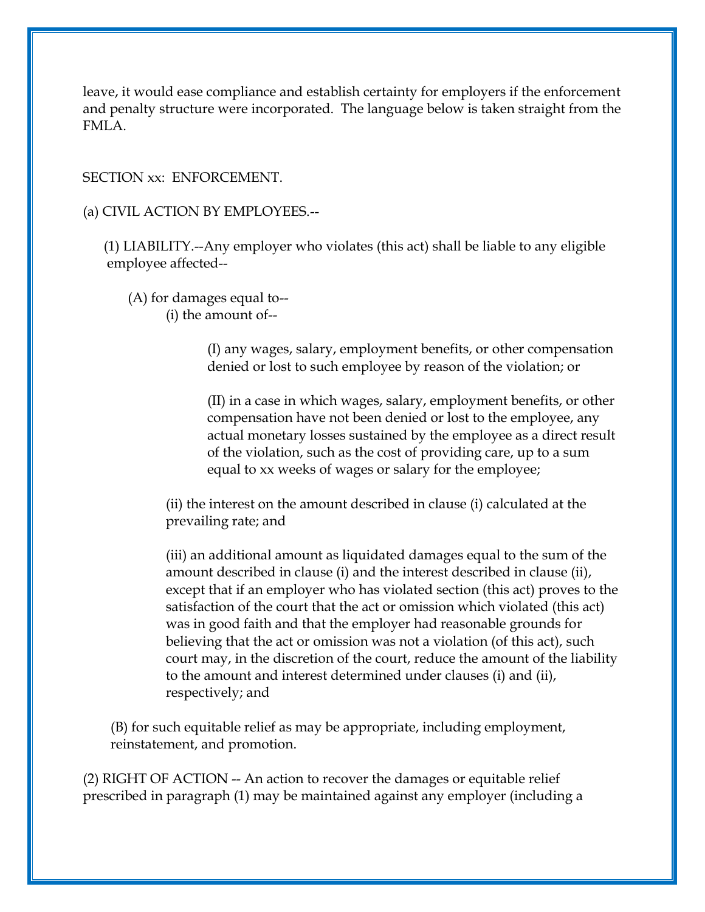leave, it would ease compliance and establish certainty for employers if the enforcement and penalty structure were incorporated. The language below is taken straight from the FMLA.

SECTION xx: ENFORCEMENT.

(a) CIVIL ACTION BY EMPLOYEES.--

(1) LIABILITY.--Any employer who violates (this act) shall be liable to any eligible employee affected--

(A) for damages equal to--

(i) the amount of--

(I) any wages, salary, employment benefits, or other compensation denied or lost to such employee by reason of the violation; or

(II) in a case in which wages, salary, employment benefits, or other compensation have not been denied or lost to the employee, any actual monetary losses sustained by the employee as a direct result of the violation, such as the cost of providing care, up to a sum equal to xx weeks of wages or salary for the employee;

(ii) the interest on the amount described in clause (i) calculated at the prevailing rate; and

(iii) an additional amount as liquidated damages equal to the sum of the amount described in clause (i) and the interest described in clause (ii), except that if an employer who has violated section (this act) proves to the satisfaction of the court that the act or omission which violated (this act) was in good faith and that the employer had reasonable grounds for believing that the act or omission was not a violation (of this act), such court may, in the discretion of the court, reduce the amount of the liability to the amount and interest determined under clauses (i) and (ii), respectively; and

(B) for such equitable relief as may be appropriate, including employment, reinstatement, and promotion.

(2) RIGHT OF ACTION -- An action to recover the damages or equitable relief prescribed in paragraph (1) may be maintained against any employer (including a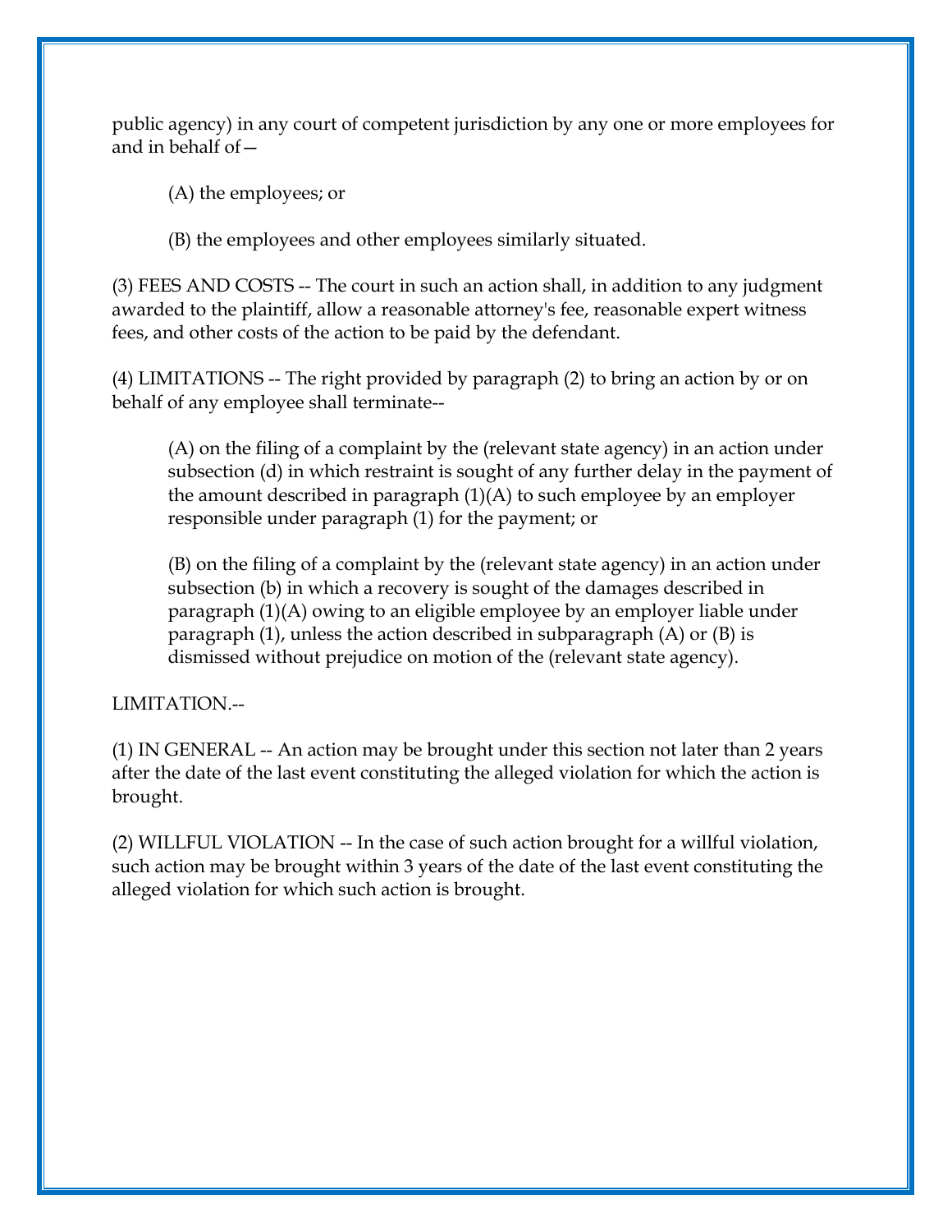public agency) in any court of competent jurisdiction by any one or more employees for and in behalf of—

(A) the employees; or

(B) the employees and other employees similarly situated.

(3) FEES AND COSTS -- The court in such an action shall, in addition to any judgment awarded to the plaintiff, allow a reasonable attorney's fee, reasonable expert witness fees, and other costs of the action to be paid by the defendant.

(4) LIMITATIONS -- The right provided by paragraph (2) to bring an action by or on behalf of any employee shall terminate--

(A) on the filing of a complaint by the (relevant state agency) in an action under subsection (d) in which restraint is sought of any further delay in the payment of the amount described in paragraph (1)(A) to such employee by an employer responsible under paragraph (1) for the payment; or

(B) on the filing of a complaint by the (relevant state agency) in an action under subsection (b) in which a recovery is sought of the damages described in paragraph (1)(A) owing to an eligible employee by an employer liable under paragraph (1), unless the action described in subparagraph (A) or (B) is dismissed without prejudice on motion of the (relevant state agency).

LIMITATION.--

(1) IN GENERAL -- An action may be brought under this section not later than 2 years after the date of the last event constituting the alleged violation for which the action is brought.

(2) WILLFUL VIOLATION -- In the case of such action brought for a willful violation, such action may be brought within 3 years of the date of the last event constituting the alleged violation for which such action is brought.